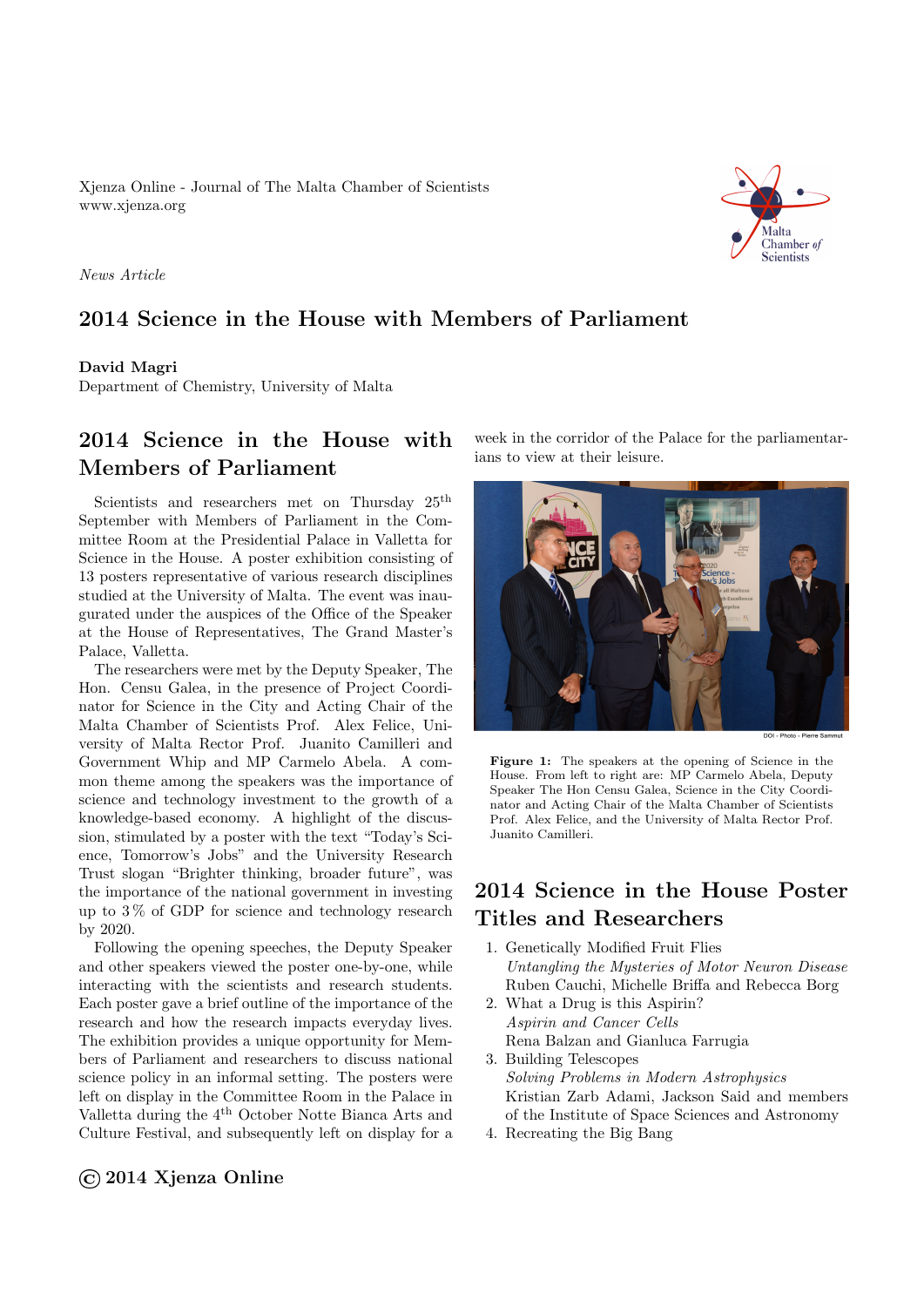Xjenza Online - Journal of The Malta Chamber of Scientists
www.xjenza.org

*News Article*

# 2014 Science in the House with Members of Parliament

**David Magri**
Department of Chemistry, University of Malta

## 2014 Science in the House with Members of Parliament

Scientists and researchers met on Thursday 25th September with Members of Parliament in the Committee Room at the Presidential Palace in Valletta for Science in the House. A poster exhibition consisting of 13 posters representative of various research disciplines studied at the University of Malta. The event was inaugurated under the auspices of the Office of the Speaker at the House of Representatives, The Grand Master's Palace, Valletta.

The researchers were met by the Deputy Speaker, The Hon. Censu Galea, in the presence of Project Coordinator for Science in the City and Acting Chair of the Malta Chamber of Scientists Prof. Alex Felice, University of Malta Rector Prof. Juanito Camilleri and Government Whip and MP Carmelo Abela. A common theme among the speakers was the importance of science and technology investment to the growth of a knowledge-based economy. A highlight of the discussion, stimulated by a poster with the text "Today's Science, Tomorrow's Jobs" and the University Research Trust slogan "Brighter thinking, broader future", was the importance of the national government in investing up to 3 % of GDP for science and technology research by 2020.

Following the opening speeches, the Deputy Speaker and other speakers viewed the poster one-by-one, while interacting with the scientists and research students. Each poster gave a brief outline of the importance of the research and how the research impacts everyday lives. The exhibition provides a unique opportunity for Members of Parliament and researchers to discuss national science policy in an informal setting. The posters were left on display in the Committee Room in the Palace in Valletta during the 4th October Notte Bianca Arts and Culture Festival, and subsequently left on display for a week in the corridor of the Palace for the parliamentarians to view at their leisure.

DOI - Photo - Pierre Sammut

**Figure 1:** The speakers at the opening of Science in the House. From left to right are: MP Carmelo Abela, Deputy Speaker The Hon Censu Galea, Science in the City Coordinator and Acting Chair of the Malta Chamber of Scientists Prof. Alex Felice, and the University of Malta Rector Prof. Juanito Camilleri.

## 2014 Science in the House Poster Titles and Researchers

1. Genetically Modified Fruit Flies
   *Untangling the Mysteries of Motor Neuron Disease*
   Ruben Cauchi, Michelle Briffa and Rebecca Borg
2. What a Drug is this Aspirin?
   *Aspirin and Cancer Cells*
   Rena Balzan and Gianluca Farrugia
3. Building Telescopes
   *Solving Problems in Modern Astrophysics*
   Kristian Zarb Adami, Jackson Said and members of the Institute of Space Sciences and Astronomy
4. Recreating the Big Bang

© 2014 Xjenza Online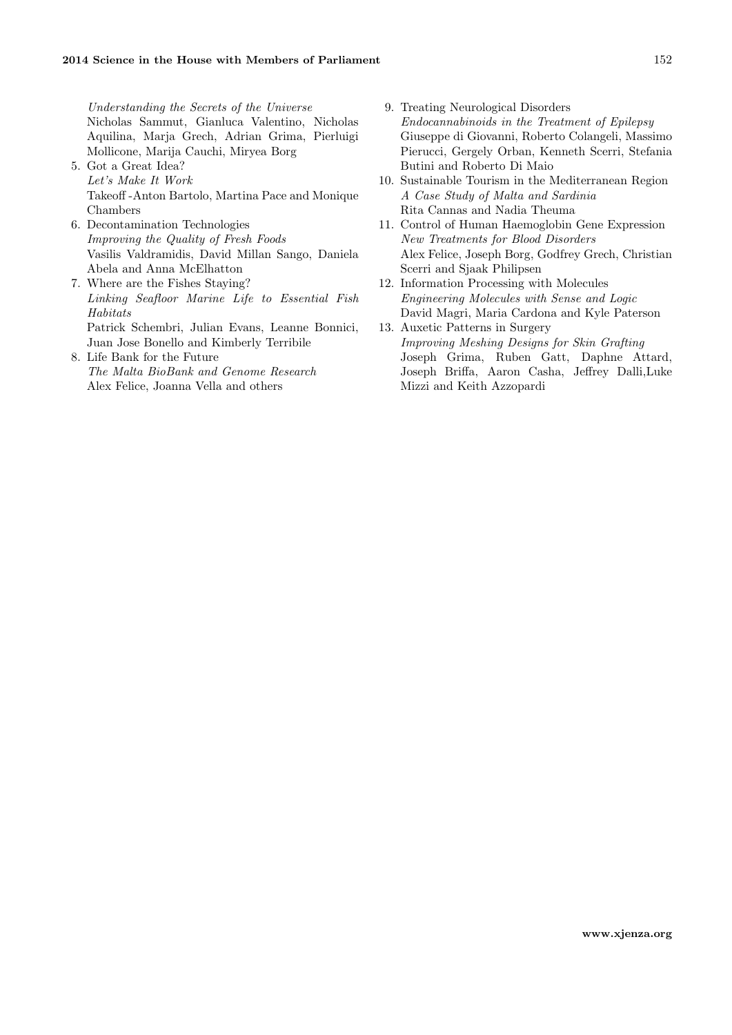*Understanding the Secrets of the Universe*
Nicholas Sammut, Gianluca Valentino, Nicholas Aquilina, Marja Grech, Adrian Grima, Pierluigi Mollicone, Marija Cauchi, Miryea Borg

5. Got a Great Idea?
   *Let's Make It Work*
   Takeoff -Anton Bartolo, Martina Pace and Monique Chambers
6. Decontamination Technologies
   *Improving the Quality of Fresh Foods*
   Vasilis Valdramidis, David Millan Sango, Daniela Abela and Anna McElhatton
7. Where are the Fishes Staying?
   *Linking Seafloor Marine Life to Essential Fish Habitats*
   Patrick Schembri, Julian Evans, Leanne Bonnici, Juan Jose Bonello and Kimberly Terribile
8. Life Bank for the Future
   *The Malta BioBank and Genome Research*
   Alex Felice, Joanna Vella and others
9. Treating Neurological Disorders
   *Endocannabinoids in the Treatment of Epilepsy*
   Giuseppe di Giovanni, Roberto Colangeli, Massimo Pierucci, Gergely Orban, Kenneth Scerri, Stefania Butini and Roberto Di Maio
10. Sustainable Tourism in the Mediterranean Region
    *A Case Study of Malta and Sardinia*
    Rita Cannas and Nadia Theuma
11. Control of Human Haemoglobin Gene Expression
    *New Treatments for Blood Disorders*
    Alex Felice, Joseph Borg, Godfrey Grech, Christian Scerri and Sjaak Philipsen
12. Information Processing with Molecules
    *Engineering Molecules with Sense and Logic*
    David Magri, Maria Cardona and Kyle Paterson
13. Auxetic Patterns in Surgery
    *Improving Meshing Designs for Skin Grafting*
    Joseph Grima, Ruben Gatt, Daphne Attard, Joseph Briffa, Aaron Casha, Jeffrey Dalli,Luke Mizzi and Keith Azzopardi